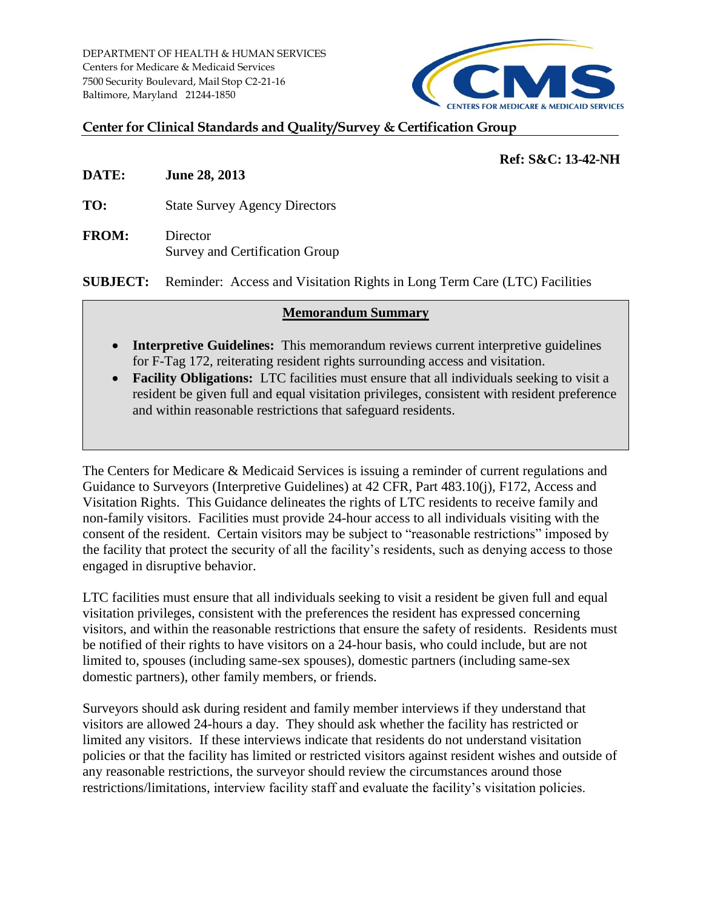DEPARTMENT OF HEALTH & HUMAN SERVICES
Centers for Medicare & Medicaid Services
7500 Security Boulevard, Mail Stop C2-21-16
Baltimore, Maryland 21244-1850

CMS
CENTERS FOR MEDICARE & MEDICAID SERVICES

**Center for Clinical Standards and Quality/Survey & Certification Group**

**Ref: S&C: 13-42-NH**

**DATE:** **June 28, 2013**

**TO:** State Survey Agency Directors

**FROM:** Director
Survey and Certification Group

**SUBJECT:** Reminder: Access and Visitation Rights in Long Term Care (LTC) Facilities

## Memorandum Summary

- **Interpretive Guidelines:** This memorandum reviews current interpretive guidelines for F-Tag 172, reiterating resident rights surrounding access and visitation.
- **Facility Obligations:** LTC facilities must ensure that all individuals seeking to visit a resident be given full and equal visitation privileges, consistent with resident preference and within reasonable restrictions that safeguard residents.

The Centers for Medicare & Medicaid Services is issuing a reminder of current regulations and Guidance to Surveyors (Interpretive Guidelines) at 42 CFR, Part 483.10(j), F172, Access and Visitation Rights. This Guidance delineates the rights of LTC residents to receive family and non-family visitors. Facilities must provide 24-hour access to all individuals visiting with the consent of the resident. Certain visitors may be subject to "reasonable restrictions" imposed by the facility that protect the security of all the facility's residents, such as denying access to those engaged in disruptive behavior.

LTC facilities must ensure that all individuals seeking to visit a resident be given full and equal visitation privileges, consistent with the preferences the resident has expressed concerning visitors, and within the reasonable restrictions that ensure the safety of residents. Residents must be notified of their rights to have visitors on a 24-hour basis, who could include, but are not limited to, spouses (including same-sex spouses), domestic partners (including same-sex domestic partners), other family members, or friends.

Surveyors should ask during resident and family member interviews if they understand that visitors are allowed 24-hours a day. They should ask whether the facility has restricted or limited any visitors. If these interviews indicate that residents do not understand visitation policies or that the facility has limited or restricted visitors against resident wishes and outside of any reasonable restrictions, the surveyor should review the circumstances around those restrictions/limitations, interview facility staff and evaluate the facility's visitation policies.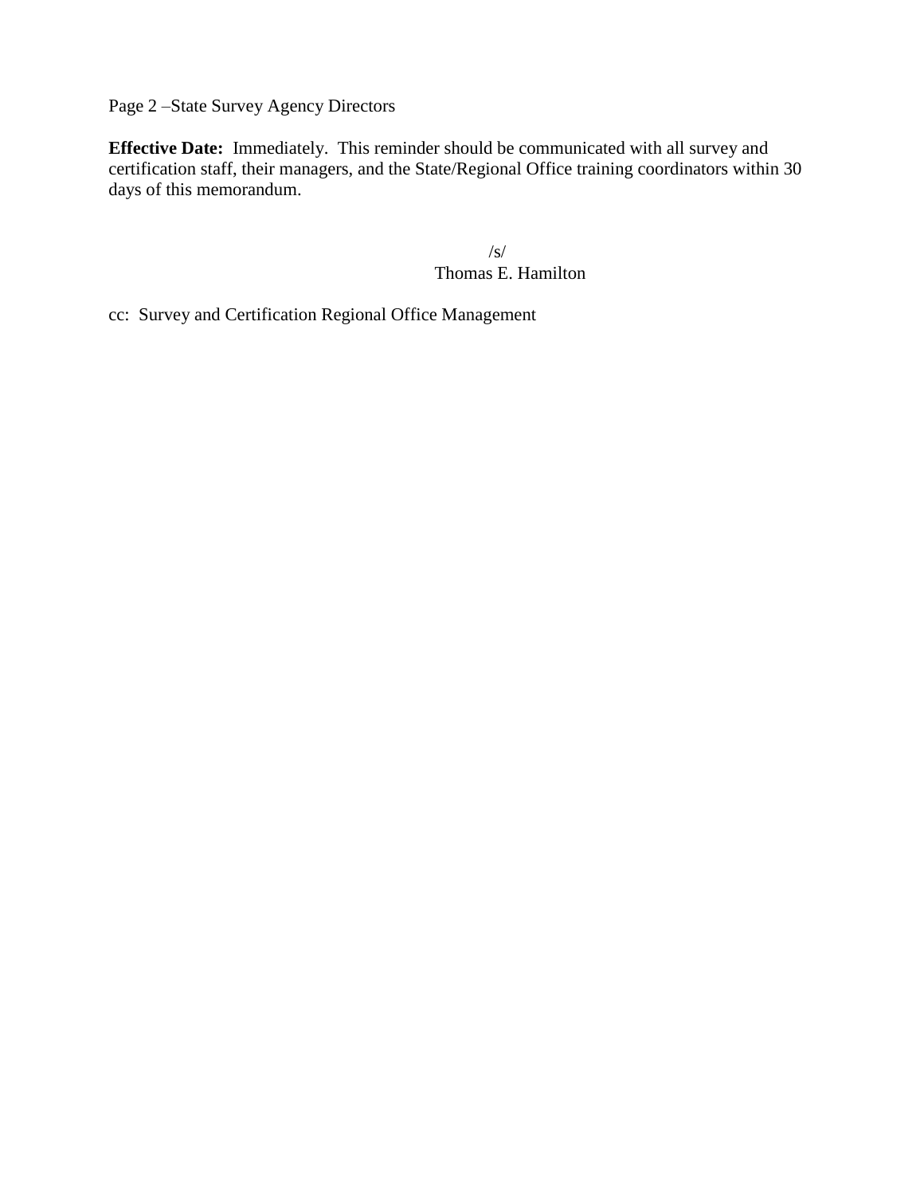**Effective Date:** Immediately. This reminder should be communicated with all survey and certification staff, their managers, and the State/Regional Office training coordinators within 30 days of this memorandum.

/s/
Thomas E. Hamilton

cc: Survey and Certification Regional Office Management